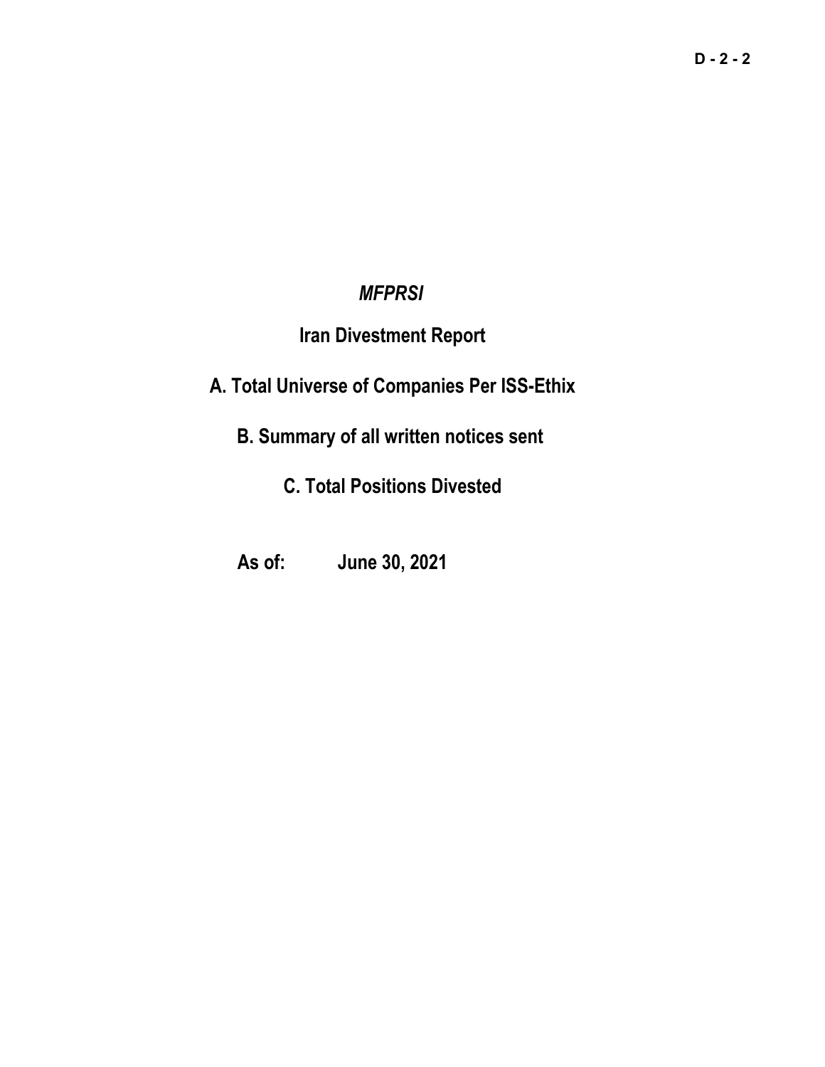D - 2 - 2

*MFPRSI*

# Iran Divestment Report

## A. Total Universe of Companies Per ISS-Ethix

## B. Summary of all written notices sent

## C. Total Positions Divested

**As of: June 30, 2021**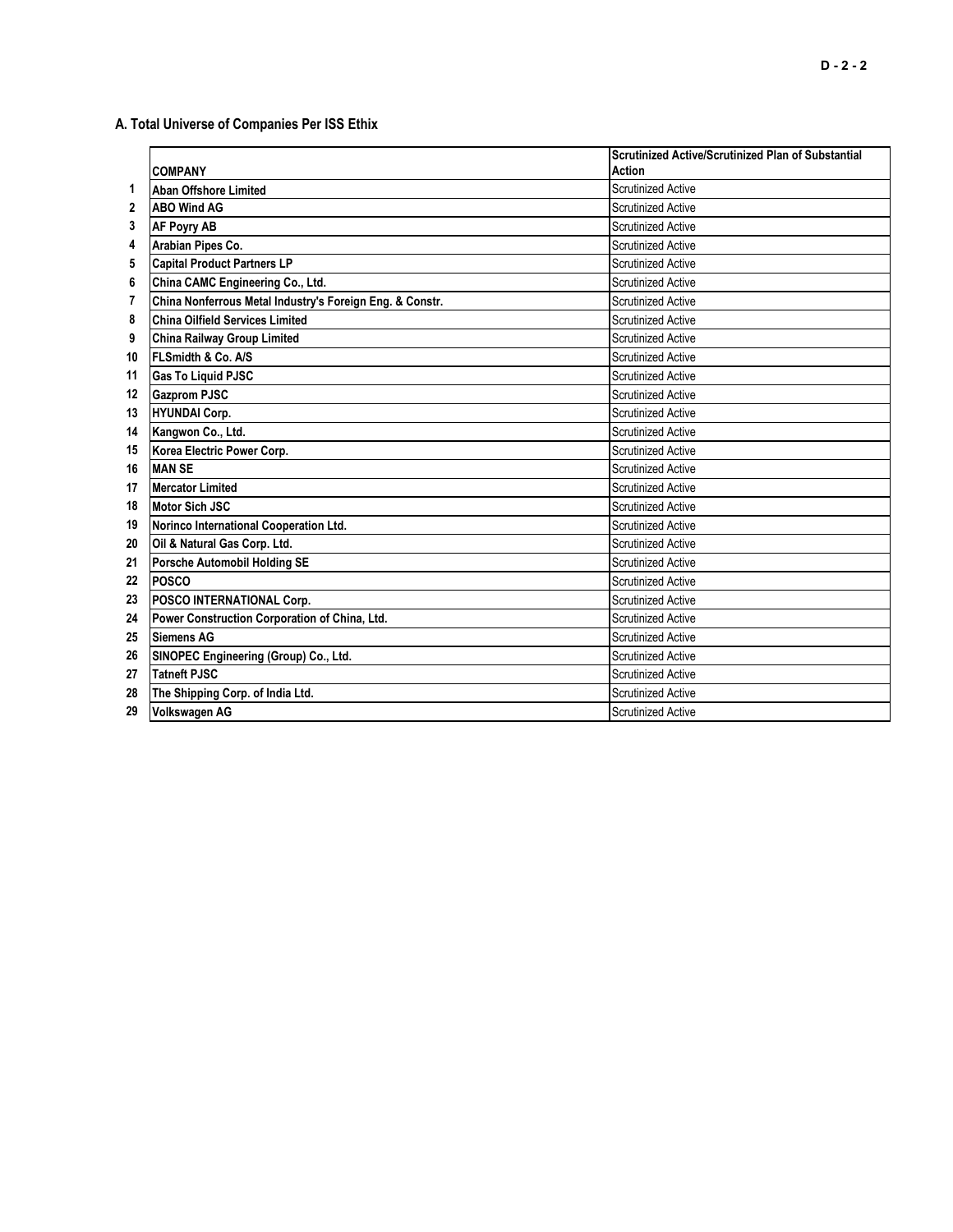### A. Total Universe of Companies Per ISS Ethix

| | COMPANY | Scrutinized Active/Scrutinized Plan of Substantial Action |
|---|---|---|
| 1 | **Aban Offshore Limited** | Scrutinized Active |
| 2 | **ABO Wind AG** | Scrutinized Active |
| 3 | **AF Poyry AB** | Scrutinized Active |
| 4 | **Arabian Pipes Co.** | Scrutinized Active |
| 5 | **Capital Product Partners LP** | Scrutinized Active |
| 6 | **China CAMC Engineering Co., Ltd.** | Scrutinized Active |
| 7 | **China Nonferrous Metal Industry's Foreign Eng. & Constr.** | Scrutinized Active |
| 8 | **China Oilfield Services Limited** | Scrutinized Active |
| 9 | **China Railway Group Limited** | Scrutinized Active |
| 10 | **FLSmidth & Co. A/S** | Scrutinized Active |
| 11 | **Gas To Liquid PJSC** | Scrutinized Active |
| 12 | **Gazprom PJSC** | Scrutinized Active |
| 13 | **HYUNDAI Corp.** | Scrutinized Active |
| 14 | **Kangwon Co., Ltd.** | Scrutinized Active |
| 15 | **Korea Electric Power Corp.** | Scrutinized Active |
| 16 | **MAN SE** | Scrutinized Active |
| 17 | **Mercator Limited** | Scrutinized Active |
| 18 | **Motor Sich JSC** | Scrutinized Active |
| 19 | **Norinco International Cooperation Ltd.** | Scrutinized Active |
| 20 | **Oil & Natural Gas Corp. Ltd.** | Scrutinized Active |
| 21 | **Porsche Automobil Holding SE** | Scrutinized Active |
| 22 | **POSCO** | Scrutinized Active |
| 23 | **POSCO INTERNATIONAL Corp.** | Scrutinized Active |
| 24 | **Power Construction Corporation of China, Ltd.** | Scrutinized Active |
| 25 | **Siemens AG** | Scrutinized Active |
| 26 | **SINOPEC Engineering (Group) Co., Ltd.** | Scrutinized Active |
| 27 | **Tatneft PJSC** | Scrutinized Active |
| 28 | **The Shipping Corp. of India Ltd.** | Scrutinized Active |
| 29 | **Volkswagen AG** | Scrutinized Active |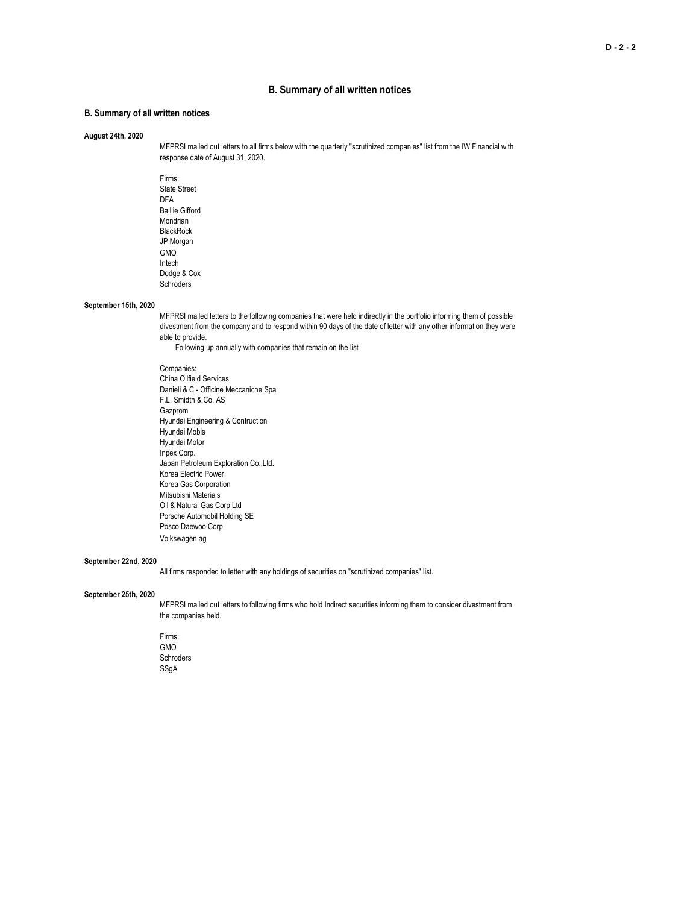# B. Summary of all written notices

## B. Summary of all written notices

**August 24th, 2020**

MFPRSI mailed out letters to all firms below with the quarterly "scrutinized companies" list from the IW Financial with response date of August 31, 2020.

Firms:
State Street
DFA
Baillie Gifford
Mondrian
BlackRock
JP Morgan
GMO
Intech
Dodge & Cox
Schroders

**September 15th, 2020**

MFPRSI mailed letters to the following companies that were held indirectly in the portfolio informing them of possible divestment from the company and to respond within 90 days of the date of letter with any other information they were able to provide.
Following up annually with companies that remain on the list

Companies:
China Oilfield Services
Danieli & C - Officine Meccaniche Spa
F.L. Smidth & Co. AS
Gazprom
Hyundai Engineering & Contruction
Hyundai Mobis
Hyundai Motor
Inpex Corp.
Japan Petroleum Exploration Co.,Ltd.
Korea Electric Power
Korea Gas Corporation
Mitsubishi Materials
Oil & Natural Gas Corp Ltd
Porsche Automobil Holding SE
Posco Daewoo Corp
Volkswagen ag

**September 22nd, 2020**

All firms responded to letter with any holdings of securities on "scrutinized companies" list.

**September 25th, 2020**

MFPRSI mailed out letters to following firms who hold Indirect securities informing them to consider divestment from the companies held.

Firms:
GMO
Schroders
SSgA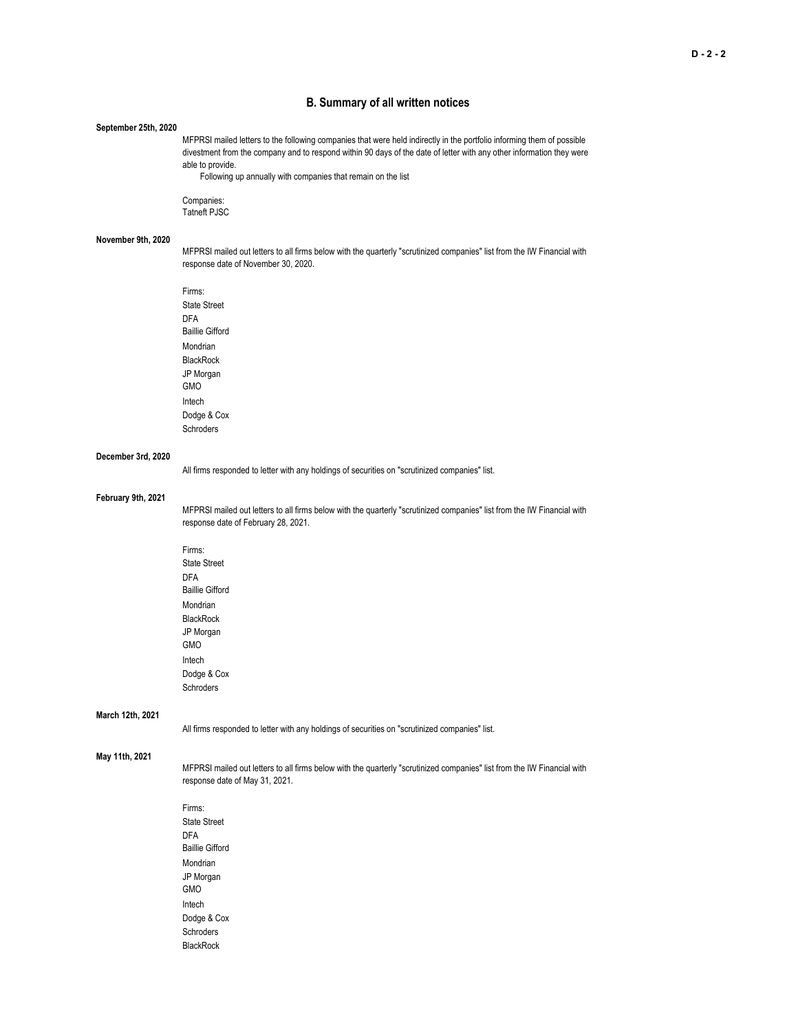## B. Summary of all written notices

**September 25th, 2020**

MFPRSI mailed letters to the following companies that were held indirectly in the portfolio informing them of possible divestment from the company and to respond within 90 days of the date of letter with any other information they were able to provide.

Following up annually with companies that remain on the list

Companies:
Tatneft PJSC

**November 9th, 2020**

MFPRSI mailed out letters to all firms below with the quarterly "scrutinized companies" list from the IW Financial with response date of November 30, 2020.

Firms:
State Street
DFA
Baillie Gifford
Mondrian
BlackRock
JP Morgan
GMO
Intech
Dodge & Cox
Schroders

**December 3rd, 2020**

All firms responded to letter with any holdings of securities on "scrutinized companies" list.

**February 9th, 2021**

MFPRSI mailed out letters to all firms below with the quarterly "scrutinized companies" list from the IW Financial with response date of February 28, 2021.

Firms:
State Street
DFA
Baillie Gifford
Mondrian
BlackRock
JP Morgan
GMO
Intech
Dodge & Cox
Schroders

**March 12th, 2021**

All firms responded to letter with any holdings of securities on "scrutinized companies" list.

**May 11th, 2021**

MFPRSI mailed out letters to all firms below with the quarterly "scrutinized companies" list from the IW Financial with response date of May 31, 2021.

Firms:
State Street
DFA
Baillie Gifford
Mondrian
JP Morgan
GMO
Intech
Dodge & Cox
Schroders
BlackRock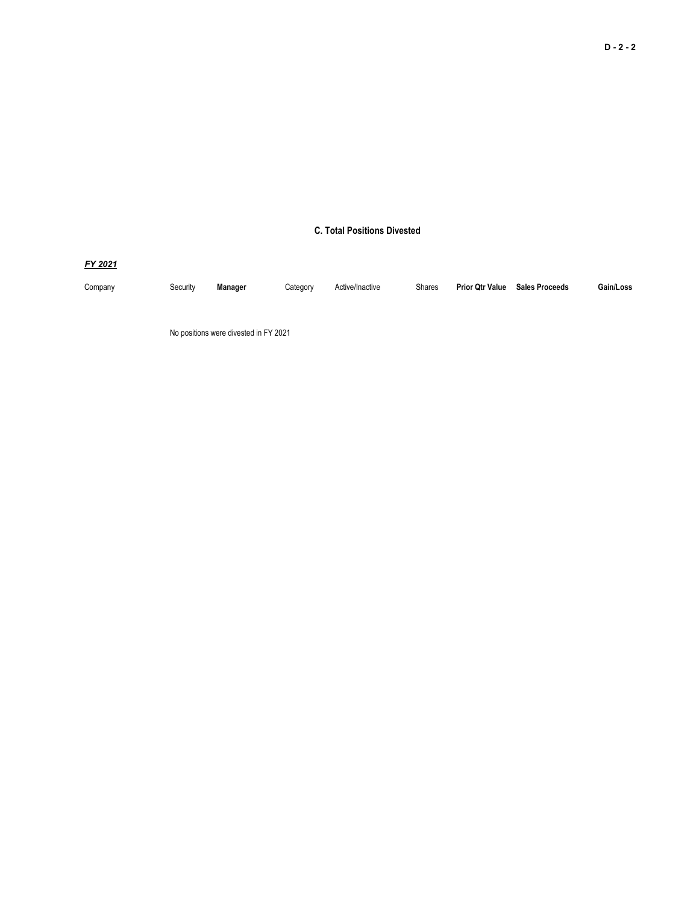## C. Total Positions Divested

***FY 2021***

| Company | Security | **Manager** | Category | Active/Inactive | Shares | **Prior Qtr Value** | **Sales Proceeds** | **Gain/Loss** |
|---|---|---|---|---|---|---|---|---|

No positions were divested in FY 2021